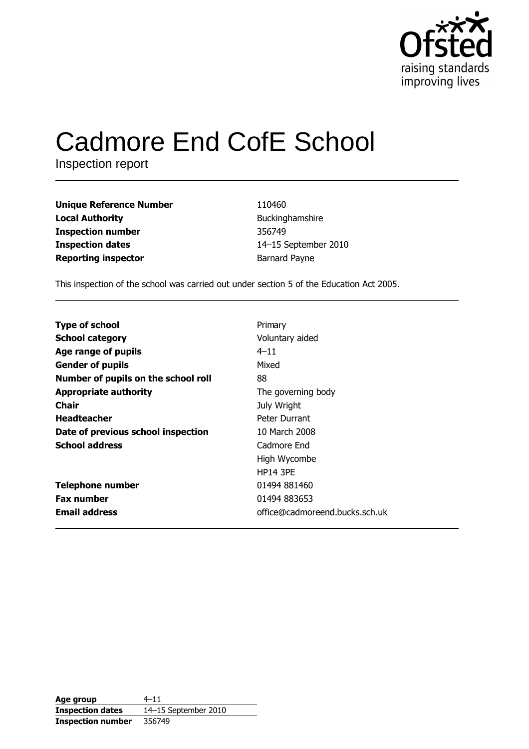Ofsted
raising standards
improving lives

# Cadmore End CofE School

Inspection report

| | |
|---|---|
| **Unique Reference Number** | 110460 |
| **Local Authority** | Buckinghamshire |
| **Inspection number** | 356749 |
| **Inspection dates** | 14–15 September 2010 |
| **Reporting inspector** | Barnard Payne |

This inspection of the school was carried out under section 5 of the Education Act 2005.

| | |
|---|---|
| **Type of school** | Primary |
| **School category** | Voluntary aided |
| **Age range of pupils** | 4–11 |
| **Gender of pupils** | Mixed |
| **Number of pupils on the school roll** | 88 |
| **Appropriate authority** | The governing body |
| **Chair** | July Wright |
| **Headteacher** | Peter Durrant |
| **Date of previous school inspection** | 10 March 2008 |
| **School address** | Cadmore End<br>High Wycombe<br>HP14 3PE |
| **Telephone number** | 01494 881460 |
| **Fax number** | 01494 883653 |
| **Email address** | office@cadmoreend.bucks.sch.uk |

| | |
|---|---|
| **Age group** | 4–11 |
| **Inspection dates** | 14–15 September 2010 |
| **Inspection number** | 356749 |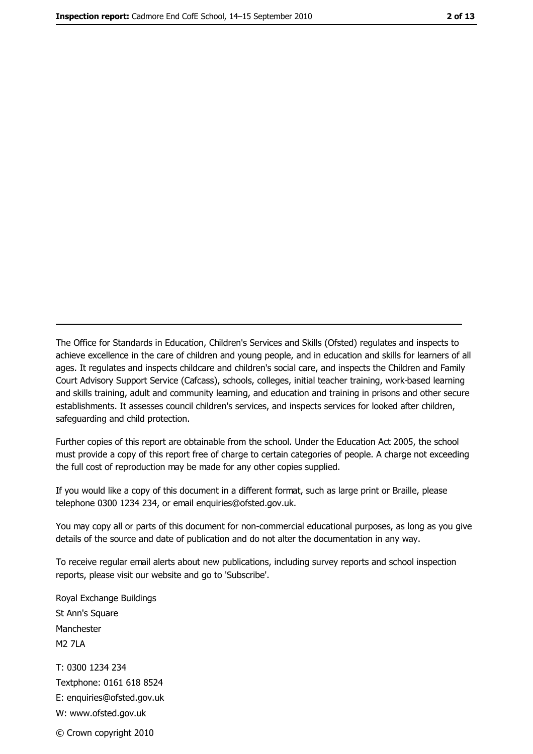---

The Office for Standards in Education, Children's Services and Skills (Ofsted) regulates and inspects to achieve excellence in the care of children and young people, and in education and skills for learners of all ages. It regulates and inspects childcare and children's social care, and inspects the Children and Family Court Advisory Support Service (Cafcass), schools, colleges, initial teacher training, work-based learning and skills training, adult and community learning, and education and training in prisons and other secure establishments. It assesses council children's services, and inspects services for looked after children, safeguarding and child protection.

Further copies of this report are obtainable from the school. Under the Education Act 2005, the school must provide a copy of this report free of charge to certain categories of people. A charge not exceeding the full cost of reproduction may be made for any other copies supplied.

If you would like a copy of this document in a different format, such as large print or Braille, please telephone 0300 1234 234, or email enquiries@ofsted.gov.uk.

You may copy all or parts of this document for non-commercial educational purposes, as long as you give details of the source and date of publication and do not alter the documentation in any way.

To receive regular email alerts about new publications, including survey reports and school inspection reports, please visit our website and go to 'Subscribe'.

Royal Exchange Buildings
St Ann's Square
Manchester
M2 7LA

T: 0300 1234 234
Textphone: 0161 618 8524
E: enquiries@ofsted.gov.uk
W: www.ofsted.gov.uk

© Crown copyright 2010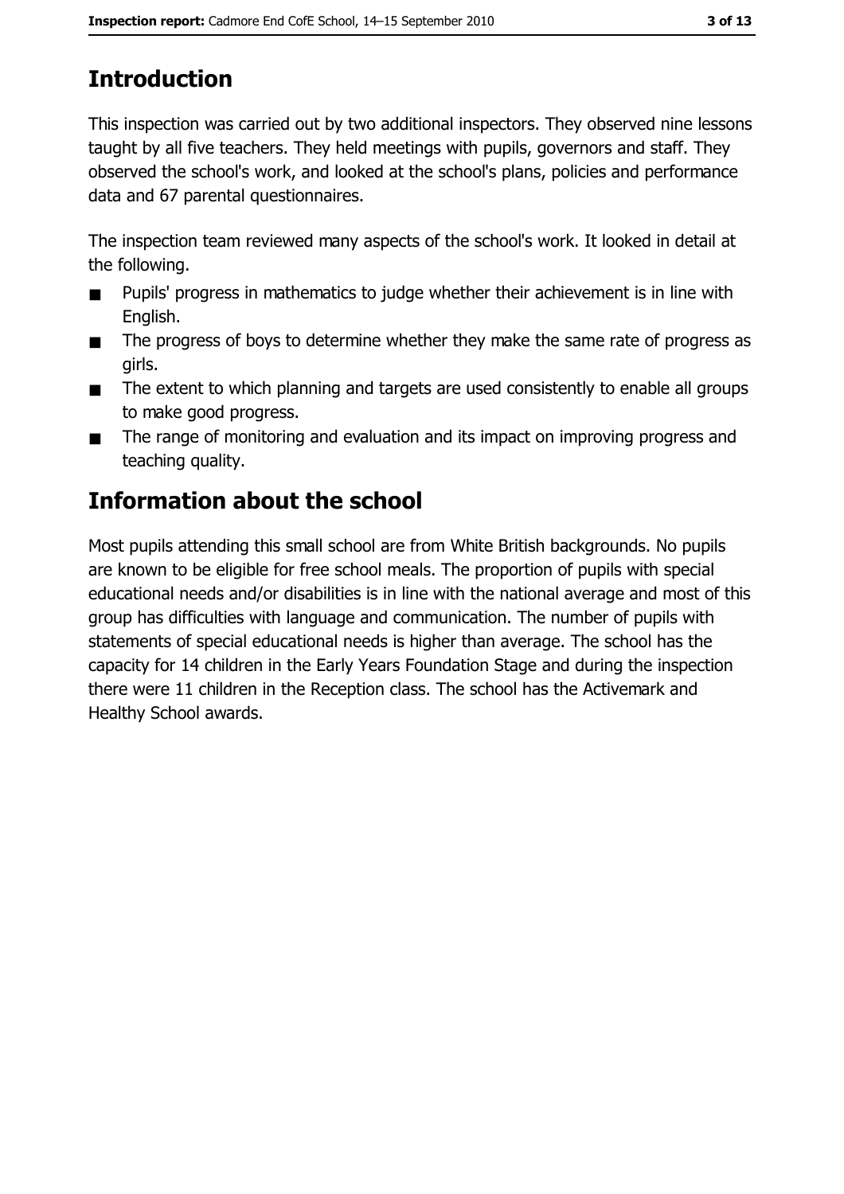## Introduction

This inspection was carried out by two additional inspectors. They observed nine lessons taught by all five teachers. They held meetings with pupils, governors and staff. They observed the school's work, and looked at the school's plans, policies and performance data and 67 parental questionnaires.

The inspection team reviewed many aspects of the school's work. It looked in detail at the following.

- Pupils' progress in mathematics to judge whether their achievement is in line with English.
- The progress of boys to determine whether they make the same rate of progress as girls.
- The extent to which planning and targets are used consistently to enable all groups to make good progress.
- The range of monitoring and evaluation and its impact on improving progress and teaching quality.

## Information about the school

Most pupils attending this small school are from White British backgrounds. No pupils are known to be eligible for free school meals. The proportion of pupils with special educational needs and/or disabilities is in line with the national average and most of this group has difficulties with language and communication. The number of pupils with statements of special educational needs is higher than average. The school has the capacity for 14 children in the Early Years Foundation Stage and during the inspection there were 11 children in the Reception class. The school has the Activemark and Healthy School awards.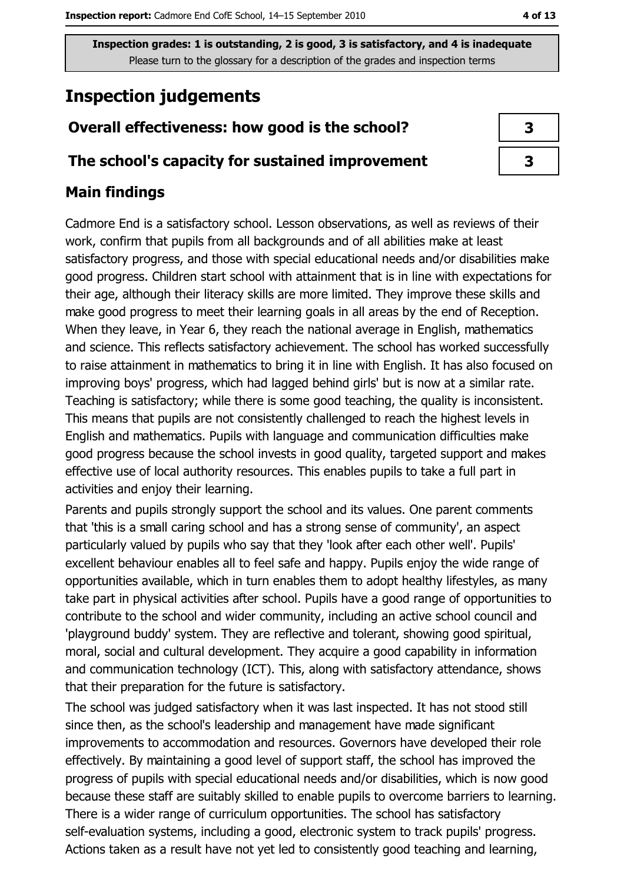Inspection grades: 1 is outstanding, 2 is good, 3 is satisfactory, and 4 is inadequate
Please turn to the glossary for a description of the grades and inspection terms

# Inspection judgements

| | |
|---|---|
| **Overall effectiveness: how good is the school?** | **3** |
| **The school's capacity for sustained improvement** | **3** |

## Main findings

Cadmore End is a satisfactory school. Lesson observations, as well as reviews of their work, confirm that pupils from all backgrounds and of all abilities make at least satisfactory progress, and those with special educational needs and/or disabilities make good progress. Children start school with attainment that is in line with expectations for their age, although their literacy skills are more limited. They improve these skills and make good progress to meet their learning goals in all areas by the end of Reception. When they leave, in Year 6, they reach the national average in English, mathematics and science. This reflects satisfactory achievement. The school has worked successfully to raise attainment in mathematics to bring it in line with English. It has also focused on improving boys' progress, which had lagged behind girls' but is now at a similar rate. Teaching is satisfactory; while there is some good teaching, the quality is inconsistent. This means that pupils are not consistently challenged to reach the highest levels in English and mathematics. Pupils with language and communication difficulties make good progress because the school invests in good quality, targeted support and makes effective use of local authority resources. This enables pupils to take a full part in activities and enjoy their learning.

Parents and pupils strongly support the school and its values. One parent comments that 'this is a small caring school and has a strong sense of community', an aspect particularly valued by pupils who say that they 'look after each other well'. Pupils' excellent behaviour enables all to feel safe and happy. Pupils enjoy the wide range of opportunities available, which in turn enables them to adopt healthy lifestyles, as many take part in physical activities after school. Pupils have a good range of opportunities to contribute to the school and wider community, including an active school council and 'playground buddy' system. They are reflective and tolerant, showing good spiritual, moral, social and cultural development. They acquire a good capability in information and communication technology (ICT). This, along with satisfactory attendance, shows that their preparation for the future is satisfactory.

The school was judged satisfactory when it was last inspected. It has not stood still since then, as the school's leadership and management have made significant improvements to accommodation and resources. Governors have developed their role effectively. By maintaining a good level of support staff, the school has improved the progress of pupils with special educational needs and/or disabilities, which is now good because these staff are suitably skilled to enable pupils to overcome barriers to learning. There is a wider range of curriculum opportunities. The school has satisfactory self-evaluation systems, including a good, electronic system to track pupils' progress. Actions taken as a result have not yet led to consistently good teaching and learning,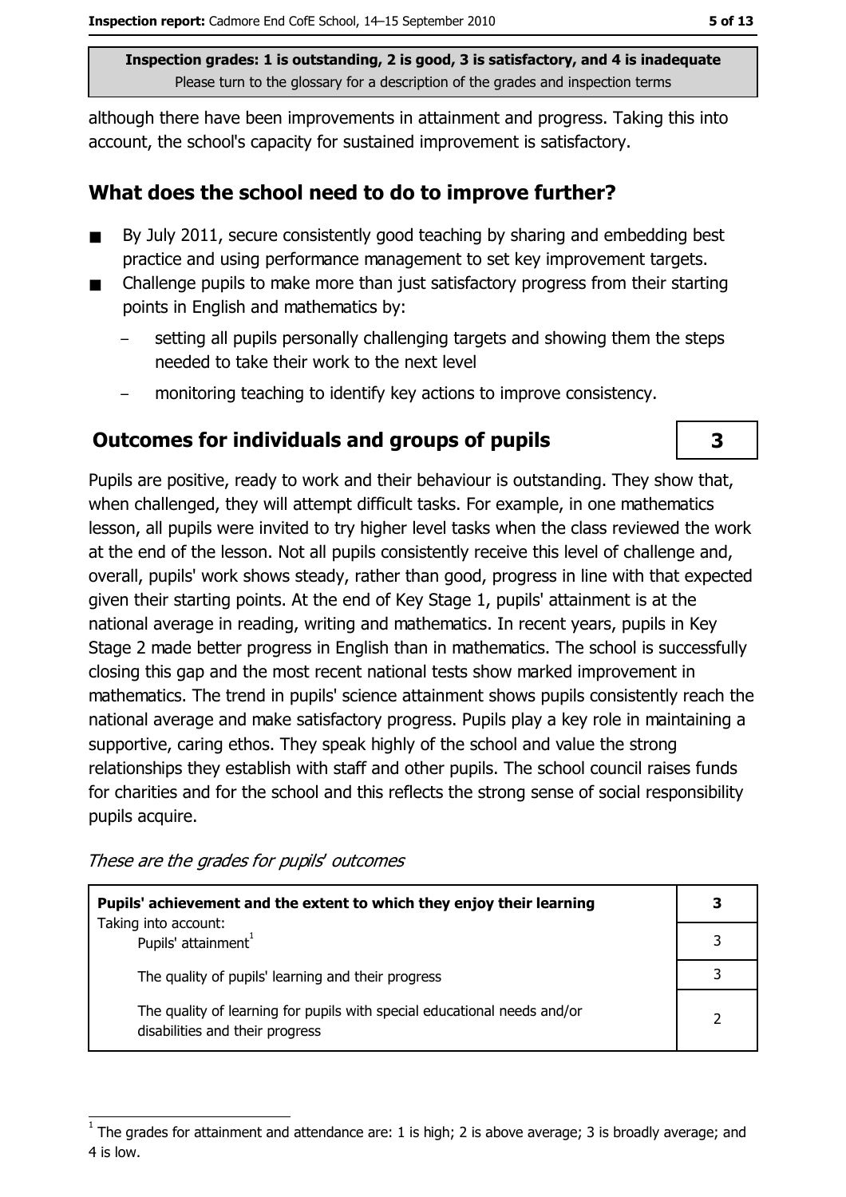Inspection grades: 1 is outstanding, 2 is good, 3 is satisfactory, and 4 is inadequate
Please turn to the glossary for a description of the grades and inspection terms

although there have been improvements in attainment and progress. Taking this into account, the school's capacity for sustained improvement is satisfactory.

## What does the school need to do to improve further?

- By July 2011, secure consistently good teaching by sharing and embedding best practice and using performance management to set key improvement targets.
- Challenge pupils to make more than just satisfactory progress from their starting points in English and mathematics by:
  - setting all pupils personally challenging targets and showing them the steps needed to take their work to the next level
  - monitoring teaching to identify key actions to improve consistency.

## Outcomes for individuals and groups of pupils — 3

Pupils are positive, ready to work and their behaviour is outstanding. They show that, when challenged, they will attempt difficult tasks. For example, in one mathematics lesson, all pupils were invited to try higher level tasks when the class reviewed the work at the end of the lesson. Not all pupils consistently receive this level of challenge and, overall, pupils' work shows steady, rather than good, progress in line with that expected given their starting points. At the end of Key Stage 1, pupils' attainment is at the national average in reading, writing and mathematics. In recent years, pupils in Key Stage 2 made better progress in English than in mathematics. The school is successfully closing this gap and the most recent national tests show marked improvement in mathematics. The trend in pupils' science attainment shows pupils consistently reach the national average and make satisfactory progress. Pupils play a key role in maintaining a supportive, caring ethos. They speak highly of the school and value the strong relationships they establish with staff and other pupils. The school council raises funds for charities and for the school and this reflects the strong sense of social responsibility pupils acquire.

*These are the grades for pupils' outcomes*

| | |
|---|---|
| **Pupils' achievement and the extent to which they enjoy their learning** | **3** |
| Taking into account: Pupils' attainment[1] | 3 |
| The quality of pupils' learning and their progress | 3 |
| The quality of learning for pupils with special educational needs and/or disabilities and their progress | 2 |

[1] The grades for attainment and attendance are: 1 is high; 2 is above average; 3 is broadly average; and 4 is low.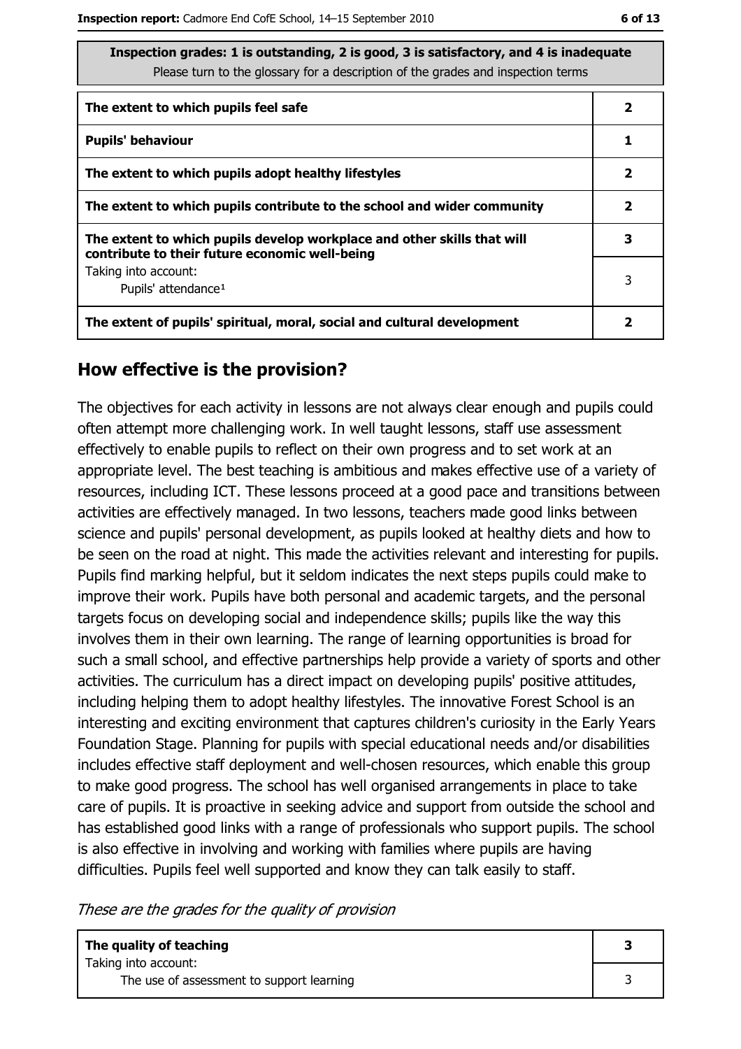**Inspection grades: 1 is outstanding, 2 is good, 3 is satisfactory, and 4 is inadequate**
Please turn to the glossary for a description of the grades and inspection terms

| | |
|---|---|
| **The extent to which pupils feel safe** | **2** |
| **Pupils' behaviour** | **1** |
| **The extent to which pupils adopt healthy lifestyles** | **2** |
| **The extent to which pupils contribute to the school and wider community** | **2** |
| **The extent to which pupils develop workplace and other skills that will contribute to their future economic well-being** | **3** |
| Taking into account: Pupils' attendance[1] | 3 |
| **The extent of pupils' spiritual, moral, social and cultural development** | **2** |

## How effective is the provision?

The objectives for each activity in lessons are not always clear enough and pupils could often attempt more challenging work. In well taught lessons, staff use assessment effectively to enable pupils to reflect on their own progress and to set work at an appropriate level. The best teaching is ambitious and makes effective use of a variety of resources, including ICT. These lessons proceed at a good pace and transitions between activities are effectively managed. In two lessons, teachers made good links between science and pupils' personal development, as pupils looked at healthy diets and how to be seen on the road at night. This made the activities relevant and interesting for pupils. Pupils find marking helpful, but it seldom indicates the next steps pupils could make to improve their work. Pupils have both personal and academic targets, and the personal targets focus on developing social and independence skills; pupils like the way this involves them in their own learning. The range of learning opportunities is broad for such a small school, and effective partnerships help provide a variety of sports and other activities. The curriculum has a direct impact on developing pupils' positive attitudes, including helping them to adopt healthy lifestyles. The innovative Forest School is an interesting and exciting environment that captures children's curiosity in the Early Years Foundation Stage. Planning for pupils with special educational needs and/or disabilities includes effective staff deployment and well-chosen resources, which enable this group to make good progress. The school has well organised arrangements in place to take care of pupils. It is proactive in seeking advice and support from outside the school and has established good links with a range of professionals who support pupils. The school is also effective in involving and working with families where pupils are having difficulties. Pupils feel well supported and know they can talk easily to staff.

*These are the grades for the quality of provision*

| | |
|---|---|
| **The quality of teaching** | **3** |
| Taking into account: The use of assessment to support learning | 3 |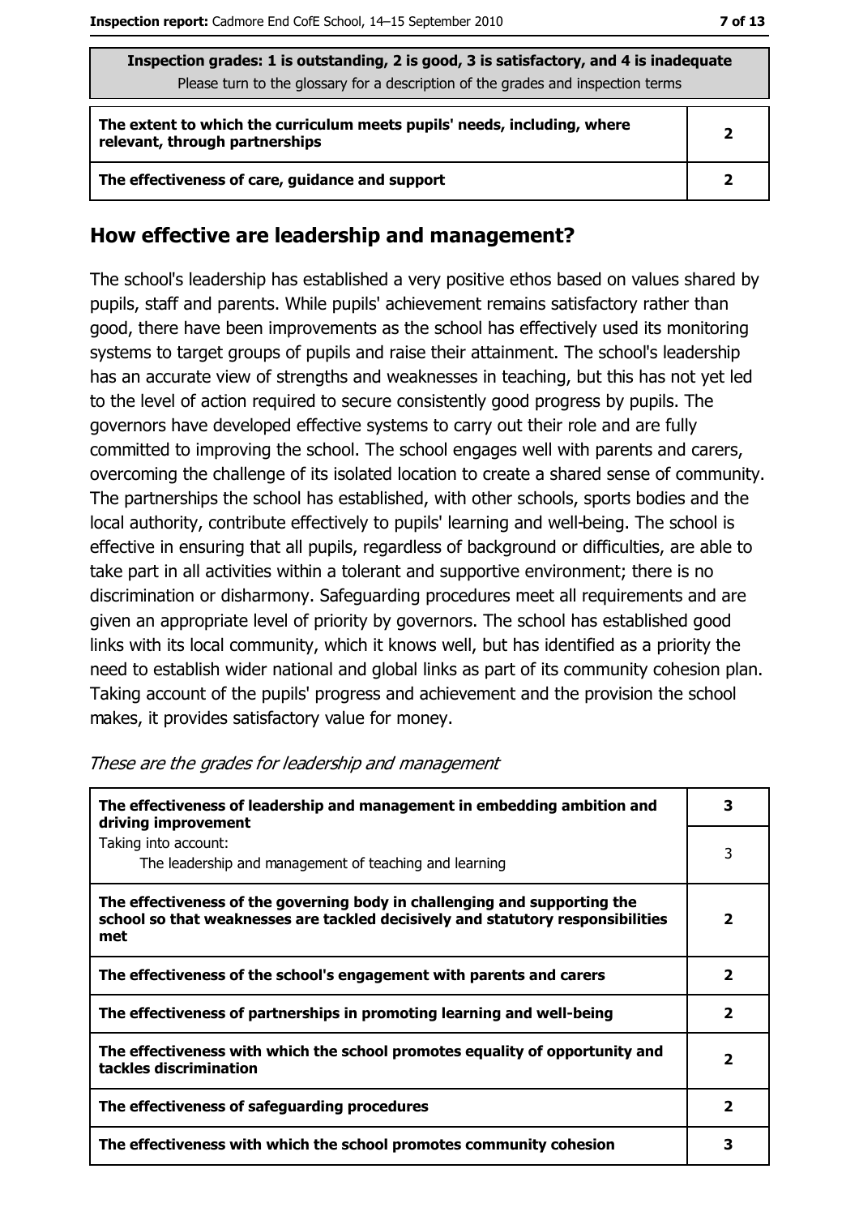**Inspection grades: 1 is outstanding, 2 is good, 3 is satisfactory, and 4 is inadequate**
Please turn to the glossary for a description of the grades and inspection terms

| | |
|---|---|
| **The extent to which the curriculum meets pupils' needs, including, where relevant, through partnerships** | **2** |
| **The effectiveness of care, guidance and support** | **2** |

## How effective are leadership and management?

The school's leadership has established a very positive ethos based on values shared by pupils, staff and parents. While pupils' achievement remains satisfactory rather than good, there have been improvements as the school has effectively used its monitoring systems to target groups of pupils and raise their attainment. The school's leadership has an accurate view of strengths and weaknesses in teaching, but this has not yet led to the level of action required to secure consistently good progress by pupils. The governors have developed effective systems to carry out their role and are fully committed to improving the school. The school engages well with parents and carers, overcoming the challenge of its isolated location to create a shared sense of community. The partnerships the school has established, with other schools, sports bodies and the local authority, contribute effectively to pupils' learning and well-being. The school is effective in ensuring that all pupils, regardless of background or difficulties, are able to take part in all activities within a tolerant and supportive environment; there is no discrimination or disharmony. Safeguarding procedures meet all requirements and are given an appropriate level of priority by governors. The school has established good links with its local community, which it knows well, but has identified as a priority the need to establish wider national and global links as part of its community cohesion plan. Taking account of the pupils' progress and achievement and the provision the school makes, it provides satisfactory value for money.

*These are the grades for leadership and management*

| | |
|---|---|
| **The effectiveness of leadership and management in embedding ambition and driving improvement** | **3** |
| Taking into account: The leadership and management of teaching and learning | 3 |
| **The effectiveness of the governing body in challenging and supporting the school so that weaknesses are tackled decisively and statutory responsibilities met** | **2** |
| **The effectiveness of the school's engagement with parents and carers** | **2** |
| **The effectiveness of partnerships in promoting learning and well-being** | **2** |
| **The effectiveness with which the school promotes equality of opportunity and tackles discrimination** | **2** |
| **The effectiveness of safeguarding procedures** | **2** |
| **The effectiveness with which the school promotes community cohesion** | **3** |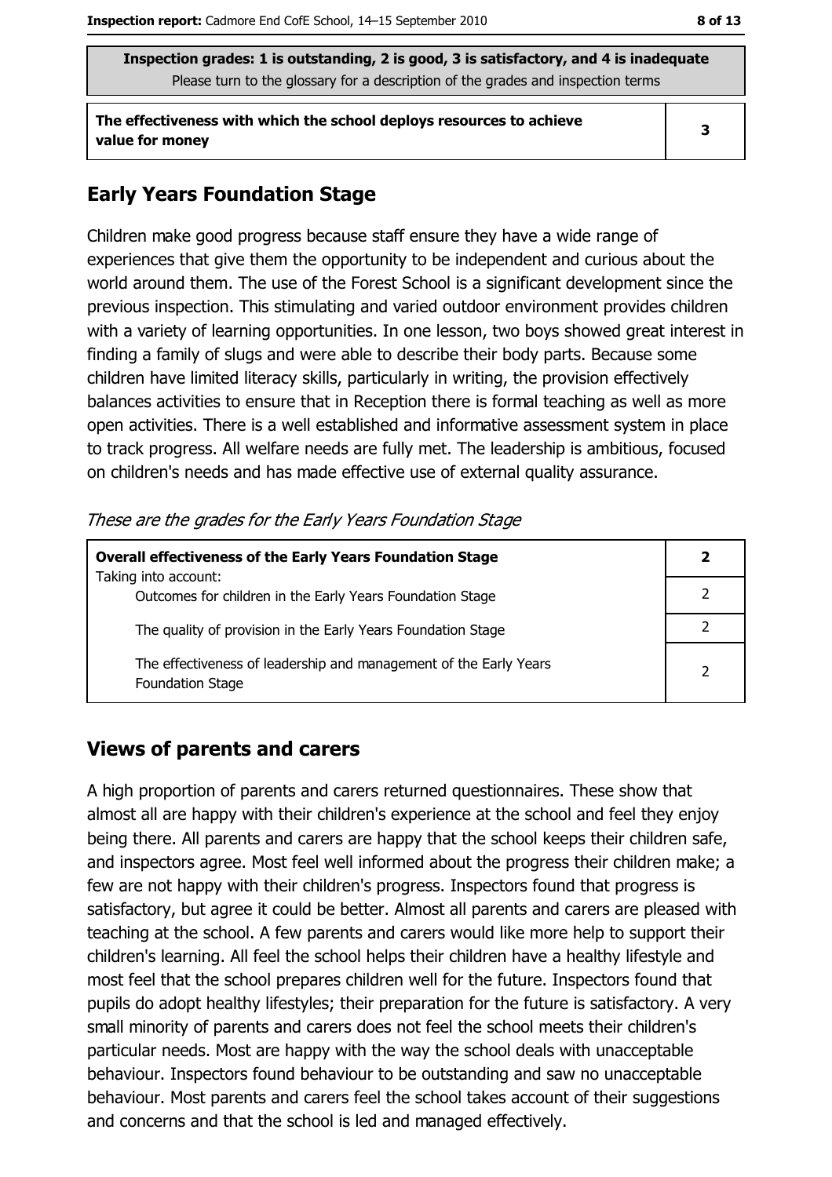**Inspection grades: 1 is outstanding, 2 is good, 3 is satisfactory, and 4 is inadequate**
Please turn to the glossary for a description of the grades and inspection terms

| The effectiveness with which the school deploys resources to achieve value for money | 3 |
|---|---|

## Early Years Foundation Stage

Children make good progress because staff ensure they have a wide range of experiences that give them the opportunity to be independent and curious about the world around them. The use of the Forest School is a significant development since the previous inspection. This stimulating and varied outdoor environment provides children with a variety of learning opportunities. In one lesson, two boys showed great interest in finding a family of slugs and were able to describe their body parts. Because some children have limited literacy skills, particularly in writing, the provision effectively balances activities to ensure that in Reception there is formal teaching as well as more open activities. There is a well established and informative assessment system in place to track progress. All welfare needs are fully met. The leadership is ambitious, focused on children's needs and has made effective use of external quality assurance.

*These are the grades for the Early Years Foundation Stage*

| **Overall effectiveness of the Early Years Foundation Stage** Taking into account: | **2** |
|---|---|
| Outcomes for children in the Early Years Foundation Stage | 2 |
| The quality of provision in the Early Years Foundation Stage | 2 |
| The effectiveness of leadership and management of the Early Years Foundation Stage | 2 |

## Views of parents and carers

A high proportion of parents and carers returned questionnaires. These show that almost all are happy with their children's experience at the school and feel they enjoy being there. All parents and carers are happy that the school keeps their children safe, and inspectors agree. Most feel well informed about the progress their children make; a few are not happy with their children's progress. Inspectors found that progress is satisfactory, but agree it could be better. Almost all parents and carers are pleased with teaching at the school. A few parents and carers would like more help to support their children's learning. All feel the school helps their children have a healthy lifestyle and most feel that the school prepares children well for the future. Inspectors found that pupils do adopt healthy lifestyles; their preparation for the future is satisfactory. A very small minority of parents and carers does not feel the school meets their children's particular needs. Most are happy with the way the school deals with unacceptable behaviour. Inspectors found behaviour to be outstanding and saw no unacceptable behaviour. Most parents and carers feel the school takes account of their suggestions and concerns and that the school is led and managed effectively.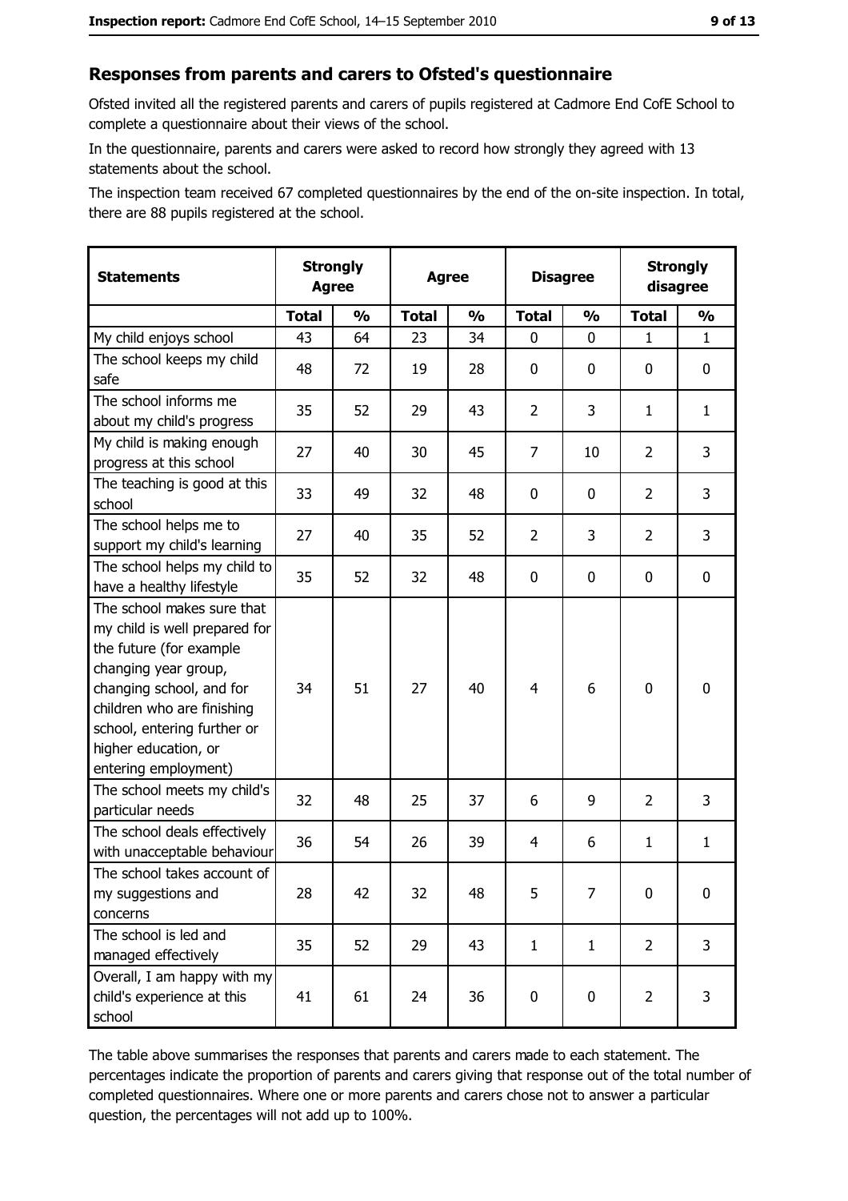## Responses from parents and carers to Ofsted's questionnaire

Ofsted invited all the registered parents and carers of pupils registered at Cadmore End CofE School to complete a questionnaire about their views of the school.

In the questionnaire, parents and carers were asked to record how strongly they agreed with 13 statements about the school.

The inspection team received 67 completed questionnaires by the end of the on-site inspection. In total, there are 88 pupils registered at the school.

| Statements | Strongly Agree | | Agree | | Disagree | | Strongly disagree | |
|---|---|---|---|---|---|---|---|---|
| | Total | % | Total | % | Total | % | Total | % |
| My child enjoys school | 43 | 64 | 23 | 34 | 0 | 0 | 1 | 1 |
| The school keeps my child safe | 48 | 72 | 19 | 28 | 0 | 0 | 0 | 0 |
| The school informs me about my child's progress | 35 | 52 | 29 | 43 | 2 | 3 | 1 | 1 |
| My child is making enough progress at this school | 27 | 40 | 30 | 45 | 7 | 10 | 2 | 3 |
| The teaching is good at this school | 33 | 49 | 32 | 48 | 0 | 0 | 2 | 3 |
| The school helps me to support my child's learning | 27 | 40 | 35 | 52 | 2 | 3 | 2 | 3 |
| The school helps my child to have a healthy lifestyle | 35 | 52 | 32 | 48 | 0 | 0 | 0 | 0 |
| The school makes sure that my child is well prepared for the future (for example changing year group, changing school, and for children who are finishing school, entering further or higher education, or entering employment) | 34 | 51 | 27 | 40 | 4 | 6 | 0 | 0 |
| The school meets my child's particular needs | 32 | 48 | 25 | 37 | 6 | 9 | 2 | 3 |
| The school deals effectively with unacceptable behaviour | 36 | 54 | 26 | 39 | 4 | 6 | 1 | 1 |
| The school takes account of my suggestions and concerns | 28 | 42 | 32 | 48 | 5 | 7 | 0 | 0 |
| The school is led and managed effectively | 35 | 52 | 29 | 43 | 1 | 1 | 2 | 3 |
| Overall, I am happy with my child's experience at this school | 41 | 61 | 24 | 36 | 0 | 0 | 2 | 3 |

The table above summarises the responses that parents and carers made to each statement. The percentages indicate the proportion of parents and carers giving that response out of the total number of completed questionnaires. Where one or more parents and carers chose not to answer a particular question, the percentages will not add up to 100%.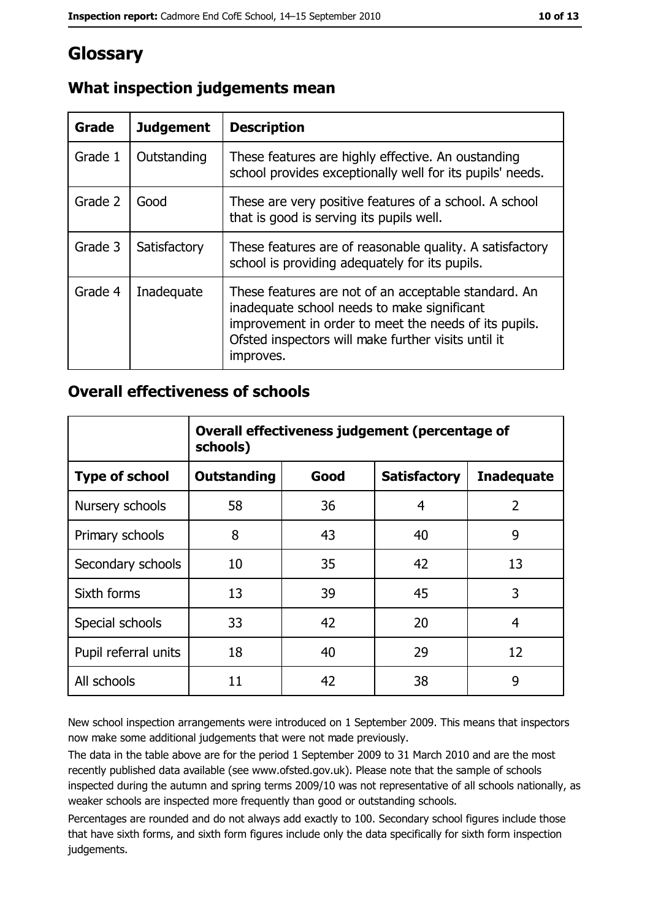# Glossary

## What inspection judgements mean

| Grade | Judgement | Description |
|---|---|---|
| Grade 1 | Outstanding | These features are highly effective. An oustanding school provides exceptionally well for its pupils' needs. |
| Grade 2 | Good | These are very positive features of a school. A school that is good is serving its pupils well. |
| Grade 3 | Satisfactory | These features are of reasonable quality. A satisfactory school is providing adequately for its pupils. |
| Grade 4 | Inadequate | These features are not of an acceptable standard. An inadequate school needs to make significant improvement in order to meet the needs of its pupils. Ofsted inspectors will make further visits until it improves. |

## Overall effectiveness of schools

| | Overall effectiveness judgement (percentage of schools) | | | |
|---|---|---|---|---|
| **Type of school** | **Outstanding** | **Good** | **Satisfactory** | **Inadequate** |
| Nursery schools | 58 | 36 | 4 | 2 |
| Primary schools | 8 | 43 | 40 | 9 |
| Secondary schools | 10 | 35 | 42 | 13 |
| Sixth forms | 13 | 39 | 45 | 3 |
| Special schools | 33 | 42 | 20 | 4 |
| Pupil referral units | 18 | 40 | 29 | 12 |
| All schools | 11 | 42 | 38 | 9 |

New school inspection arrangements were introduced on 1 September 2009. This means that inspectors now make some additional judgements that were not made previously.

The data in the table above are for the period 1 September 2009 to 31 March 2010 and are the most recently published data available (see www.ofsted.gov.uk). Please note that the sample of schools inspected during the autumn and spring terms 2009/10 was not representative of all schools nationally, as weaker schools are inspected more frequently than good or outstanding schools.

Percentages are rounded and do not always add exactly to 100. Secondary school figures include those that have sixth forms, and sixth form figures include only the data specifically for sixth form inspection judgements.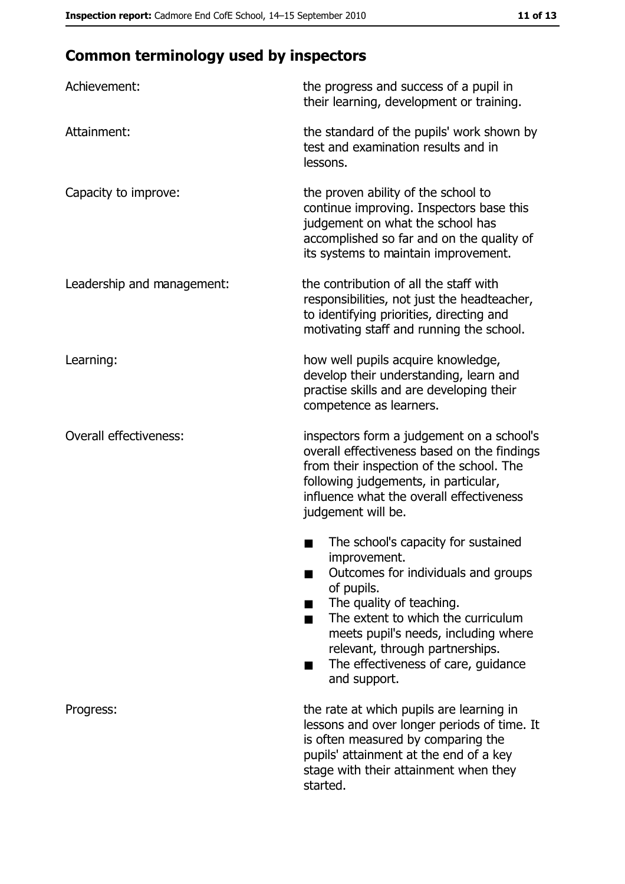## Common terminology used by inspectors

| | |
|---|---|
| Achievement: | the progress and success of a pupil in their learning, development or training. |
| Attainment: | the standard of the pupils' work shown by test and examination results and in lessons. |
| Capacity to improve: | the proven ability of the school to continue improving. Inspectors base this judgement on what the school has accomplished so far and on the quality of its systems to maintain improvement. |
| Leadership and management: | the contribution of all the staff with responsibilities, not just the headteacher, to identifying priorities, directing and motivating staff and running the school. |
| Learning: | how well pupils acquire knowledge, develop their understanding, learn and practise skills and are developing their competence as learners. |
| Overall effectiveness: | inspectors form a judgement on a school's overall effectiveness based on the findings from their inspection of the school. The following judgements, in particular, influence what the overall effectiveness judgement will be.<br>■ The school's capacity for sustained improvement.<br>■ Outcomes for individuals and groups of pupils.<br>■ The quality of teaching.<br>■ The extent to which the curriculum meets pupil's needs, including where relevant, through partnerships.<br>■ The effectiveness of care, guidance and support. |
| Progress: | the rate at which pupils are learning in lessons and over longer periods of time. It is often measured by comparing the pupils' attainment at the end of a key stage with their attainment when they started. |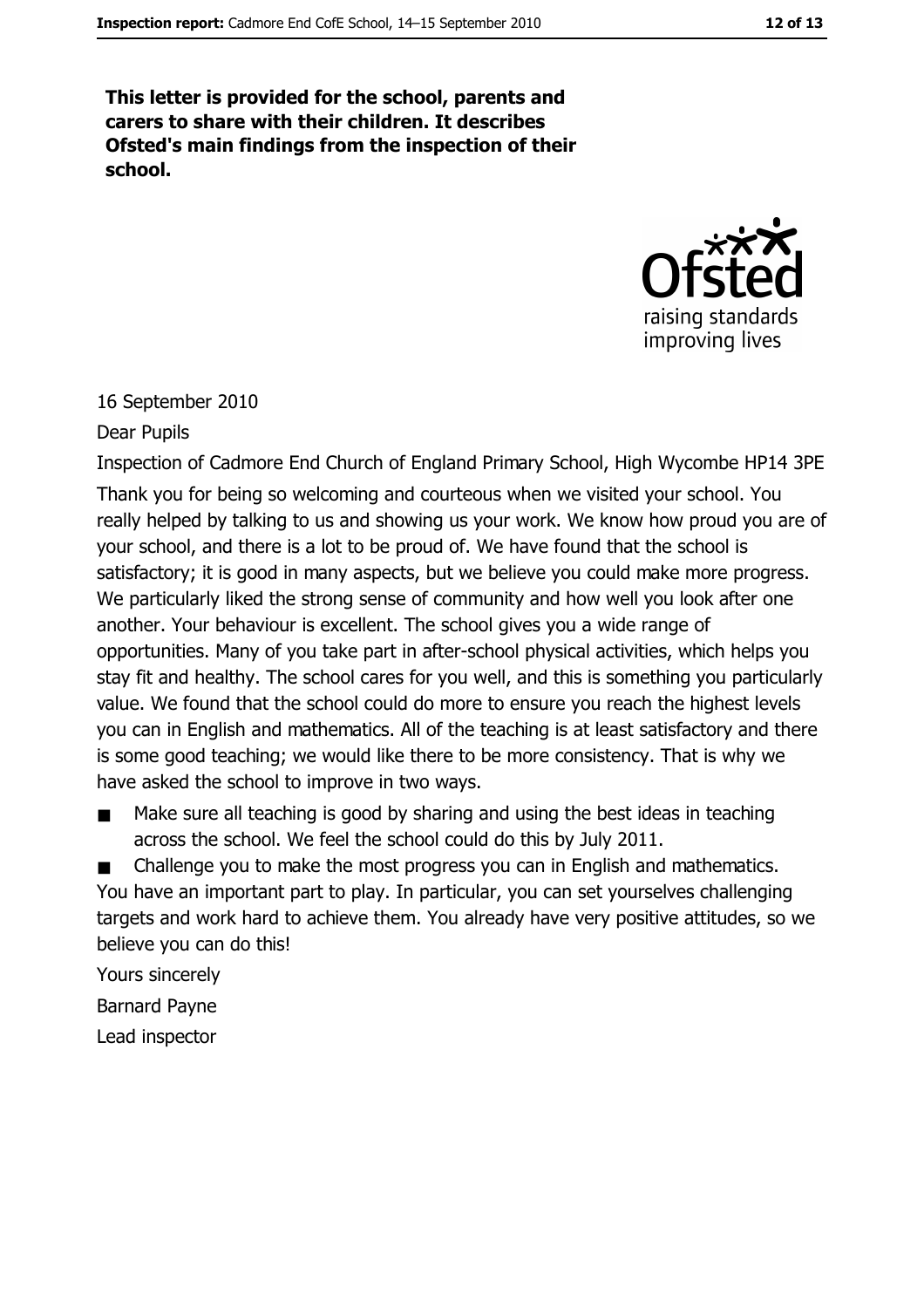**This letter is provided for the school, parents and carers to share with their children. It describes Ofsted's main findings from the inspection of their school.**

16 September 2010

Dear Pupils

Inspection of Cadmore End Church of England Primary School, High Wycombe HP14 3PE

Thank you for being so welcoming and courteous when we visited your school. You really helped by talking to us and showing us your work. We know how proud you are of your school, and there is a lot to be proud of. We have found that the school is satisfactory; it is good in many aspects, but we believe you could make more progress. We particularly liked the strong sense of community and how well you look after one another. Your behaviour is excellent. The school gives you a wide range of opportunities. Many of you take part in after-school physical activities, which helps you stay fit and healthy. The school cares for you well, and this is something you particularly value. We found that the school could do more to ensure you reach the highest levels you can in English and mathematics. All of the teaching is at least satisfactory and there is some good teaching; we would like there to be more consistency. That is why we have asked the school to improve in two ways.

- Make sure all teaching is good by sharing and using the best ideas in teaching across the school. We feel the school could do this by July 2011.
- Challenge you to make the most progress you can in English and mathematics.

You have an important part to play. In particular, you can set yourselves challenging targets and work hard to achieve them. You already have very positive attitudes, so we believe you can do this!

Yours sincerely

Barnard Payne

Lead inspector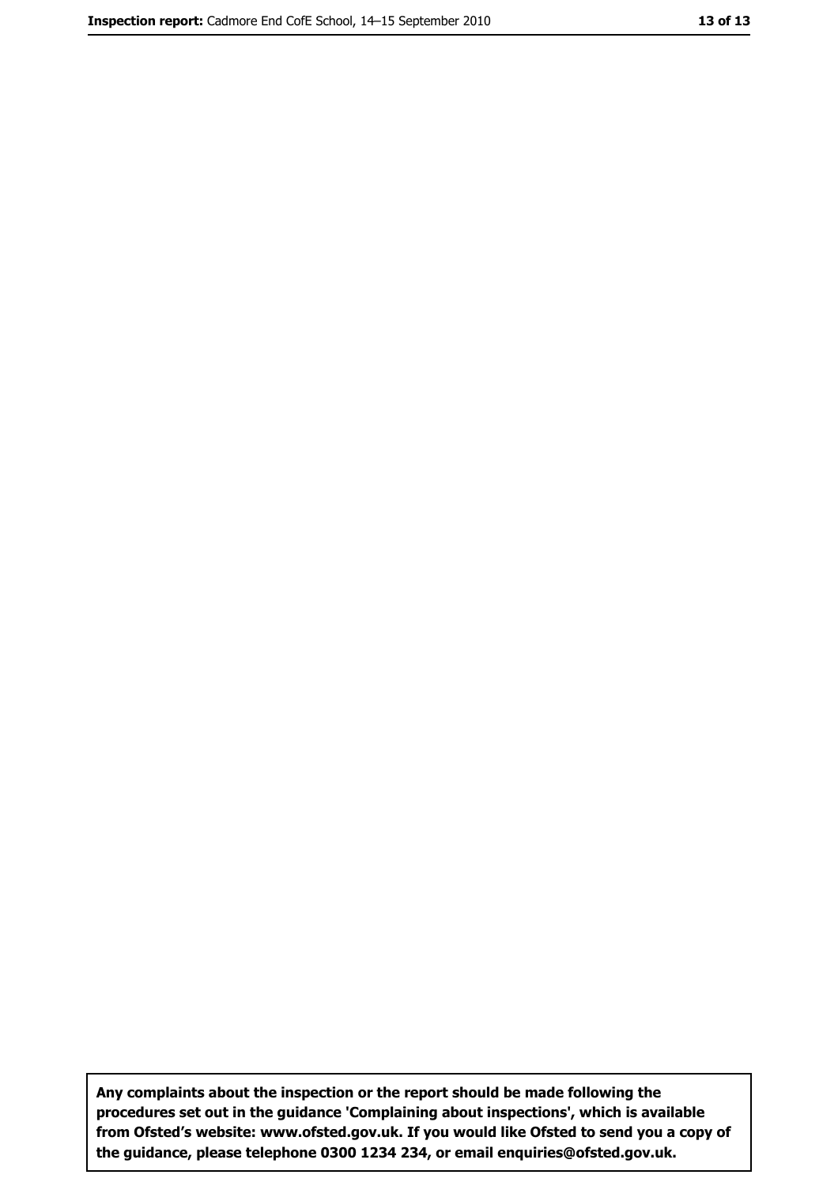**Any complaints about the inspection or the report should be made following the procedures set out in the guidance 'Complaining about inspections', which is available from Ofsted's website: www.ofsted.gov.uk. If you would like Ofsted to send you a copy of the guidance, please telephone 0300 1234 234, or email enquiries@ofsted.gov.uk.**